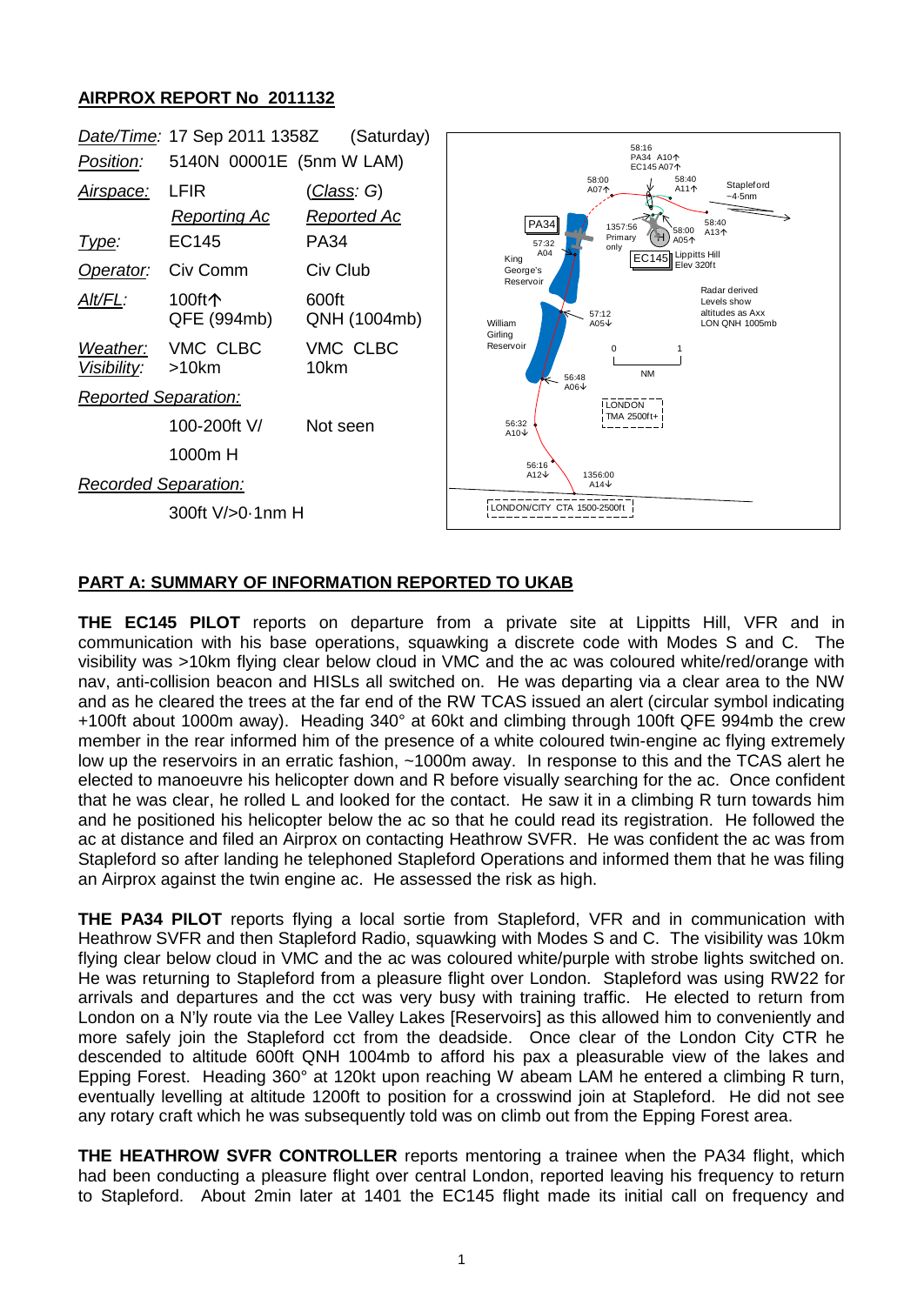**AIRPROX REPORT No 2011132**

| | | |
|---|---|---|
| *Date/Time:* | 17 Sep 2011 1358Z | (Saturday) |
| *Position:* | 5140N 00001E (5nm W LAM) | |
| *Airspace:* | LFIR | (*Class*: *G*) |
| | *Reporting Ac* | *Reported Ac* |
| *Type:* | EC145 | PA34 |
| *Operator:* | Civ Comm | Civ Club |
| *Alt/FL:* | 100ft↑ QFE (994mb) | 600ft QNH (1004mb) |
| *Weather:* | VMC CLBC | VMC CLBC |
| *Visibility:* | >10km | 10km |
| *Reported Separation:* | | |
| | 100-200ft V/ 1000m H | Not seen |
| *Recorded Separation:* | | |
| | 300ft V/>0·1nm H | |

**PART A: SUMMARY OF INFORMATION REPORTED TO UKAB**

**THE EC145 PILOT** reports on departure from a private site at Lippitts Hill, VFR and in communication with his base operations, squawking a discrete code with Modes S and C. The visibility was >10km flying clear below cloud in VMC and the ac was coloured white/red/orange with nav, anti-collision beacon and HISLs all switched on. He was departing via a clear area to the NW and as he cleared the trees at the far end of the RW TCAS issued an alert (circular symbol indicating +100ft about 1000m away). Heading 340° at 60kt and climbing through 100ft QFE 994mb the crew member in the rear informed him of the presence of a white coloured twin-engine ac flying extremely low up the reservoirs in an erratic fashion, ~1000m away. In response to this and the TCAS alert he elected to manoeuvre his helicopter down and R before visually searching for the ac. Once confident that he was clear, he rolled L and looked for the contact. He saw it in a climbing R turn towards him and he positioned his helicopter below the ac so that he could read its registration. He followed the ac at distance and filed an Airprox on contacting Heathrow SVFR. He was confident the ac was from Stapleford so after landing he telephoned Stapleford Operations and informed them that he was filing an Airprox against the twin engine ac. He assessed the risk as high.

**THE PA34 PILOT** reports flying a local sortie from Stapleford, VFR and in communication with Heathrow SVFR and then Stapleford Radio, squawking with Modes S and C. The visibility was 10km flying clear below cloud in VMC and the ac was coloured white/purple with strobe lights switched on. He was returning to Stapleford from a pleasure flight over London. Stapleford was using RW22 for arrivals and departures and the cct was very busy with training traffic. He elected to return from London on a N'ly route via the Lee Valley Lakes [Reservoirs] as this allowed him to conveniently and more safely join the Stapleford cct from the deadside. Once clear of the London City CTR he descended to altitude 600ft QNH 1004mb to afford his pax a pleasurable view of the lakes and Epping Forest. Heading 360° at 120kt upon reaching W abeam LAM he entered a climbing R turn, eventually levelling at altitude 1200ft to position for a crosswind join at Stapleford. He did not see any rotary craft which he was subsequently told was on climb out from the Epping Forest area.

**THE HEATHROW SVFR CONTROLLER** reports mentoring a trainee when the PA34 flight, which had been conducting a pleasure flight over central London, reported leaving his frequency to return to Stapleford. About 2min later at 1401 the EC145 flight made its initial call on frequency and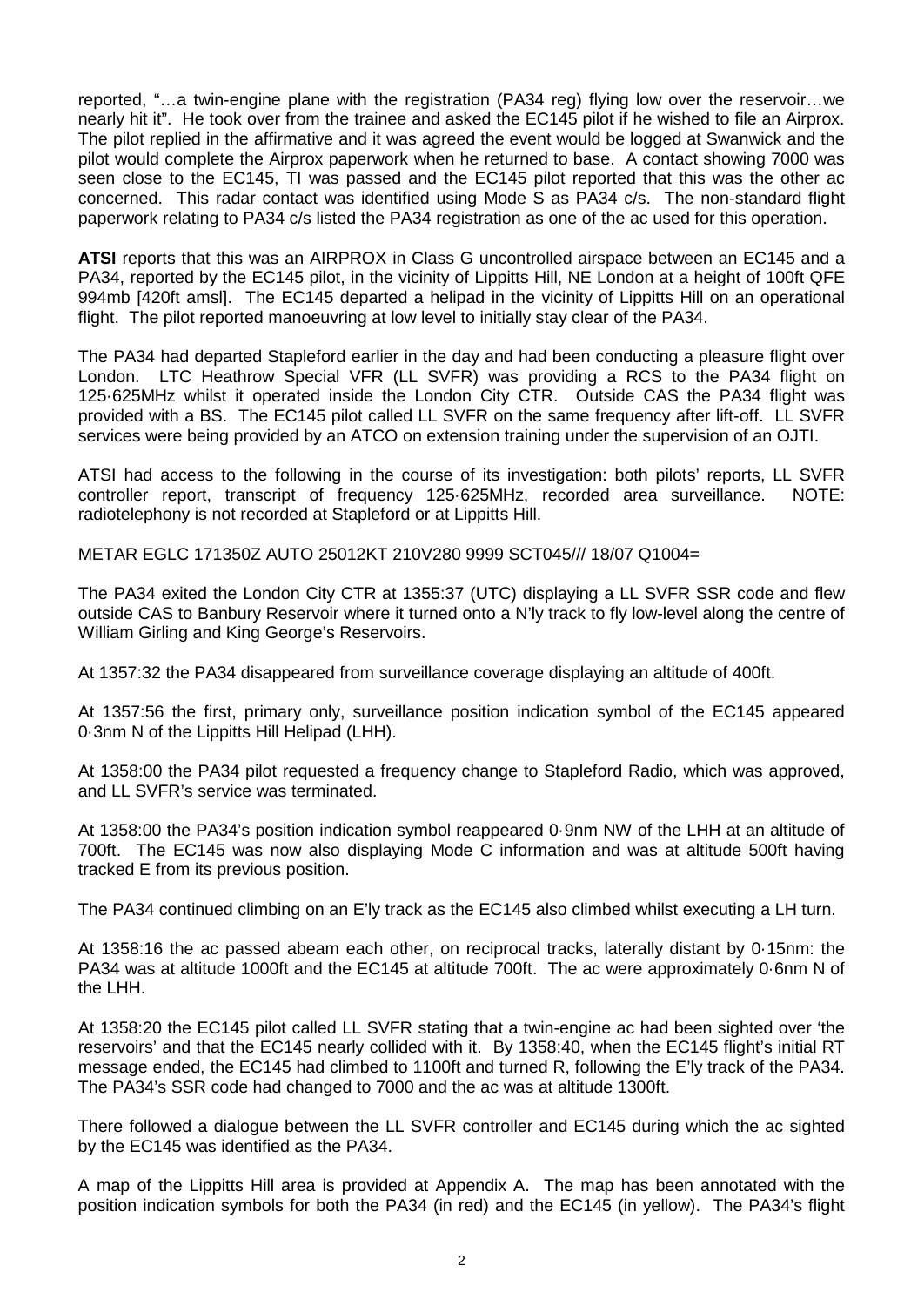reported, "…a twin-engine plane with the registration (PA34 reg) flying low over the reservoir…we nearly hit it". He took over from the trainee and asked the EC145 pilot if he wished to file an Airprox. The pilot replied in the affirmative and it was agreed the event would be logged at Swanwick and the pilot would complete the Airprox paperwork when he returned to base. A contact showing 7000 was seen close to the EC145, TI was passed and the EC145 pilot reported that this was the other ac concerned. This radar contact was identified using Mode S as PA34 c/s. The non-standard flight paperwork relating to PA34 c/s listed the PA34 registration as one of the ac used for this operation.

**ATSI** reports that this was an AIRPROX in Class G uncontrolled airspace between an EC145 and a PA34, reported by the EC145 pilot, in the vicinity of Lippitts Hill, NE London at a height of 100ft QFE 994mb [420ft amsl]. The EC145 departed a helipad in the vicinity of Lippitts Hill on an operational flight. The pilot reported manoeuvring at low level to initially stay clear of the PA34.

The PA34 had departed Stapleford earlier in the day and had been conducting a pleasure flight over London. LTC Heathrow Special VFR (LL SVFR) was providing a RCS to the PA34 flight on 125·625MHz whilst it operated inside the London City CTR. Outside CAS the PA34 flight was provided with a BS. The EC145 pilot called LL SVFR on the same frequency after lift-off. LL SVFR services were being provided by an ATCO on extension training under the supervision of an OJTI.

ATSI had access to the following in the course of its investigation: both pilots' reports, LL SVFR controller report, transcript of frequency 125·625MHz, recorded area surveillance. NOTE: radiotelephony is not recorded at Stapleford or at Lippitts Hill.

METAR EGLC 171350Z AUTO 25012KT 210V280 9999 SCT045/// 18/07 Q1004=

The PA34 exited the London City CTR at 1355:37 (UTC) displaying a LL SVFR SSR code and flew outside CAS to Banbury Reservoir where it turned onto a N'ly track to fly low-level along the centre of William Girling and King George's Reservoirs.

At 1357:32 the PA34 disappeared from surveillance coverage displaying an altitude of 400ft.

At 1357:56 the first, primary only, surveillance position indication symbol of the EC145 appeared 0·3nm N of the Lippitts Hill Helipad (LHH).

At 1358:00 the PA34 pilot requested a frequency change to Stapleford Radio, which was approved, and LL SVFR's service was terminated.

At 1358:00 the PA34's position indication symbol reappeared 0·9nm NW of the LHH at an altitude of 700ft. The EC145 was now also displaying Mode C information and was at altitude 500ft having tracked E from its previous position.

The PA34 continued climbing on an E'ly track as the EC145 also climbed whilst executing a LH turn.

At 1358:16 the ac passed abeam each other, on reciprocal tracks, laterally distant by 0·15nm: the PA34 was at altitude 1000ft and the EC145 at altitude 700ft. The ac were approximately 0·6nm N of the LHH.

At 1358:20 the EC145 pilot called LL SVFR stating that a twin-engine ac had been sighted over 'the reservoirs' and that the EC145 nearly collided with it. By 1358:40, when the EC145 flight's initial RT message ended, the EC145 had climbed to 1100ft and turned R, following the E'ly track of the PA34. The PA34's SSR code had changed to 7000 and the ac was at altitude 1300ft.

There followed a dialogue between the LL SVFR controller and EC145 during which the ac sighted by the EC145 was identified as the PA34.

A map of the Lippitts Hill area is provided at Appendix A. The map has been annotated with the position indication symbols for both the PA34 (in red) and the EC145 (in yellow). The PA34's flight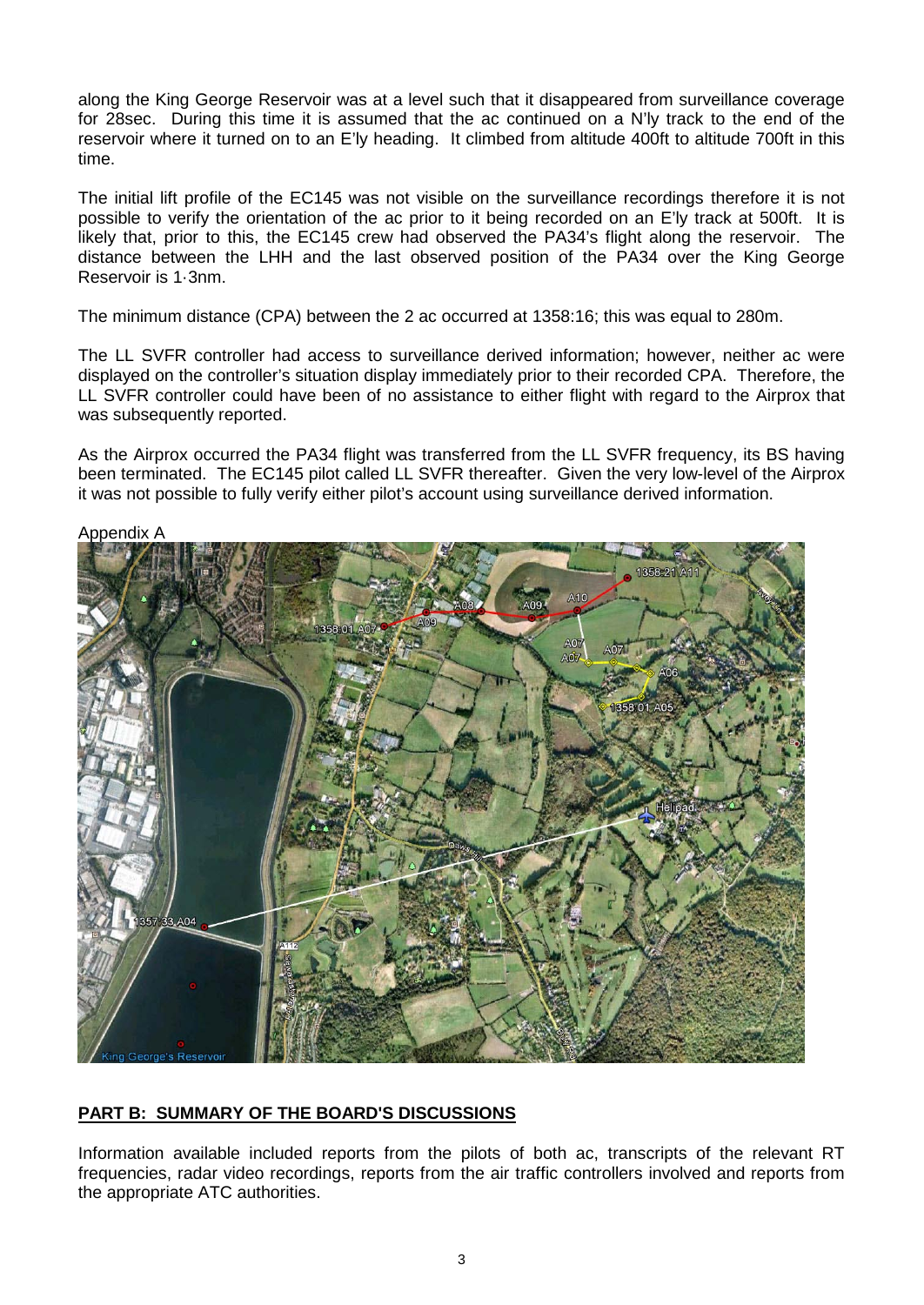along the King George Reservoir was at a level such that it disappeared from surveillance coverage for 28sec. During this time it is assumed that the ac continued on a N'ly track to the end of the reservoir where it turned on to an E'ly heading. It climbed from altitude 400ft to altitude 700ft in this time.

The initial lift profile of the EC145 was not visible on the surveillance recordings therefore it is not possible to verify the orientation of the ac prior to it being recorded on an E'ly track at 500ft. It is likely that, prior to this, the EC145 crew had observed the PA34's flight along the reservoir. The distance between the LHH and the last observed position of the PA34 over the King George Reservoir is 1·3nm.

The minimum distance (CPA) between the 2 ac occurred at 1358:16; this was equal to 280m.

The LL SVFR controller had access to surveillance derived information; however, neither ac were displayed on the controller's situation display immediately prior to their recorded CPA. Therefore, the LL SVFR controller could have been of no assistance to either flight with regard to the Airprox that was subsequently reported.

As the Airprox occurred the PA34 flight was transferred from the LL SVFR frequency, its BS having been terminated. The EC145 pilot called LL SVFR thereafter. Given the very low-level of the Airprox it was not possible to fully verify either pilot's account using surveillance derived information.

Appendix A

## PART B: SUMMARY OF THE BOARD'S DISCUSSIONS

Information available included reports from the pilots of both ac, transcripts of the relevant RT frequencies, radar video recordings, reports from the air traffic controllers involved and reports from the appropriate ATC authorities.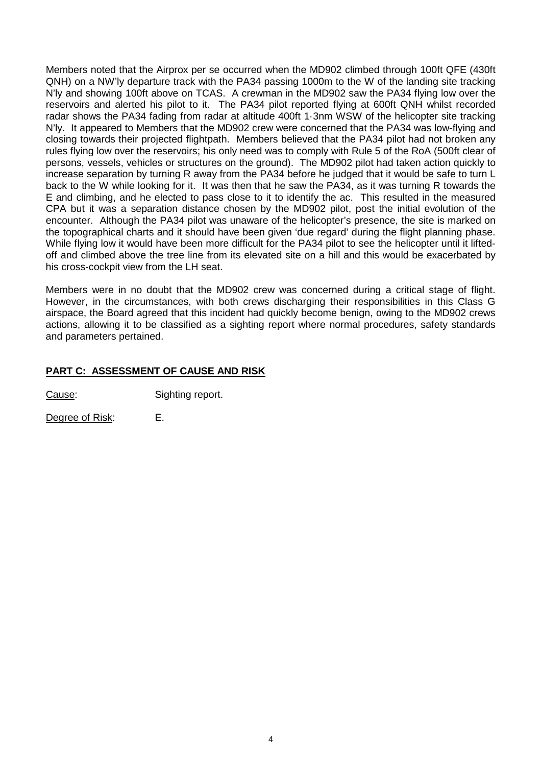Members noted that the Airprox per se occurred when the MD902 climbed through 100ft QFE (430ft QNH) on a NW'ly departure track with the PA34 passing 1000m to the W of the landing site tracking N'ly and showing 100ft above on TCAS. A crewman in the MD902 saw the PA34 flying low over the reservoirs and alerted his pilot to it. The PA34 pilot reported flying at 600ft QNH whilst recorded radar shows the PA34 fading from radar at altitude 400ft 1·3nm WSW of the helicopter site tracking N'ly. It appeared to Members that the MD902 crew were concerned that the PA34 was low-flying and closing towards their projected flightpath. Members believed that the PA34 pilot had not broken any rules flying low over the reservoirs; his only need was to comply with Rule 5 of the RoA (500ft clear of persons, vessels, vehicles or structures on the ground). The MD902 pilot had taken action quickly to increase separation by turning R away from the PA34 before he judged that it would be safe to turn L back to the W while looking for it. It was then that he saw the PA34, as it was turning R towards the E and climbing, and he elected to pass close to it to identify the ac. This resulted in the measured CPA but it was a separation distance chosen by the MD902 pilot, post the initial evolution of the encounter. Although the PA34 pilot was unaware of the helicopter's presence, the site is marked on the topographical charts and it should have been given 'due regard' during the flight planning phase. While flying low it would have been more difficult for the PA34 pilot to see the helicopter until it lifted-off and climbed above the tree line from its elevated site on a hill and this would be exacerbated by his cross-cockpit view from the LH seat.

Members were in no doubt that the MD902 crew was concerned during a critical stage of flight. However, in the circumstances, with both crews discharging their responsibilities in this Class G airspace, the Board agreed that this incident had quickly become benign, owing to the MD902 crews actions, allowing it to be classified as a sighting report where normal procedures, safety standards and parameters pertained.

## PART C: ASSESSMENT OF CAUSE AND RISK

Cause: Sighting report.

Degree of Risk: E.